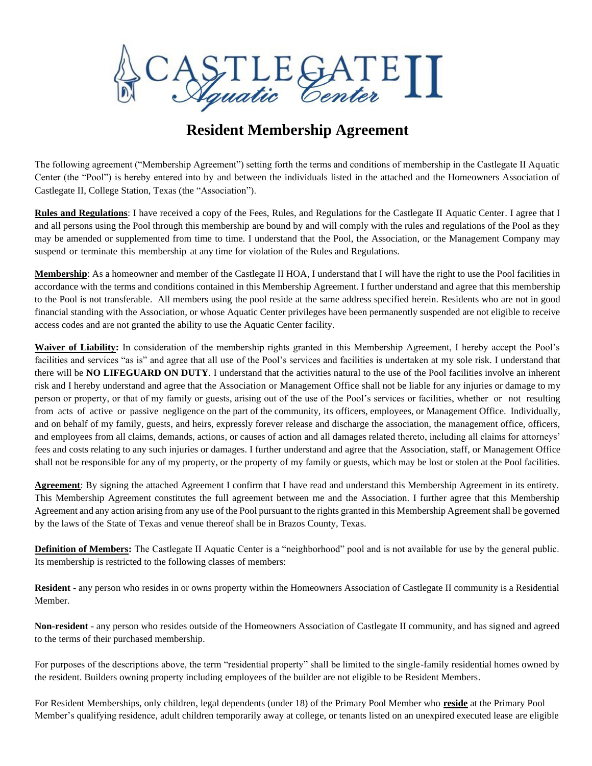# CASTLEGATE II Aquatic Center

## Resident Membership Agreement

The following agreement ("Membership Agreement") setting forth the terms and conditions of membership in the Castlegate II Aquatic Center (the "Pool") is hereby entered into by and between the individuals listed in the attached and the Homeowners Association of Castlegate II, College Station, Texas (the "Association").

**Rules and Regulations**: I have received a copy of the Fees, Rules, and Regulations for the Castlegate II Aquatic Center. I agree that I and all persons using the Pool through this membership are bound by and will comply with the rules and regulations of the Pool as they may be amended or supplemented from time to time. I understand that the Pool, the Association, or the Management Company may suspend or terminate this membership at any time for violation of the Rules and Regulations.

**Membership**: As a homeowner and member of the Castlegate II HOA, I understand that I will have the right to use the Pool facilities in accordance with the terms and conditions contained in this Membership Agreement. I further understand and agree that this membership to the Pool is not transferable. All members using the pool reside at the same address specified herein. Residents who are not in good financial standing with the Association, or whose Aquatic Center privileges have been permanently suspended are not eligible to receive access codes and are not granted the ability to use the Aquatic Center facility.

**Waiver of Liability:** In consideration of the membership rights granted in this Membership Agreement, I hereby accept the Pool's facilities and services "as is" and agree that all use of the Pool's services and facilities is undertaken at my sole risk. I understand that there will be **NO LIFEGUARD ON DUTY**. I understand that the activities natural to the use of the Pool facilities involve an inherent risk and I hereby understand and agree that the Association or Management Office shall not be liable for any injuries or damage to my person or property, or that of my family or guests, arising out of the use of the Pool's services or facilities, whether or not resulting from acts of active or passive negligence on the part of the community, its officers, employees, or Management Office. Individually, and on behalf of my family, guests, and heirs, expressly forever release and discharge the association, the management office, officers, and employees from all claims, demands, actions, or causes of action and all damages related thereto, including all claims for attorneys' fees and costs relating to any such injuries or damages. I further understand and agree that the Association, staff, or Management Office shall not be responsible for any of my property, or the property of my family or guests, which may be lost or stolen at the Pool facilities.

**Agreement**: By signing the attached Agreement I confirm that I have read and understand this Membership Agreement in its entirety. This Membership Agreement constitutes the full agreement between me and the Association. I further agree that this Membership Agreement and any action arising from any use of the Pool pursuant to the rights granted in this Membership Agreement shall be governed by the laws of the State of Texas and venue thereof shall be in Brazos County, Texas.

**Definition of Members:** The Castlegate II Aquatic Center is a "neighborhood" pool and is not available for use by the general public. Its membership is restricted to the following classes of members:

**Resident -** any person who resides in or owns property within the Homeowners Association of Castlegate II community is a Residential Member.

**Non-resident -** any person who resides outside of the Homeowners Association of Castlegate II community, and has signed and agreed to the terms of their purchased membership.

For purposes of the descriptions above, the term "residential property" shall be limited to the single-family residential homes owned by the resident. Builders owning property including employees of the builder are not eligible to be Resident Members.

For Resident Memberships, only children, legal dependents (under 18) of the Primary Pool Member who **reside** at the Primary Pool Member's qualifying residence, adult children temporarily away at college, or tenants listed on an unexpired executed lease are eligible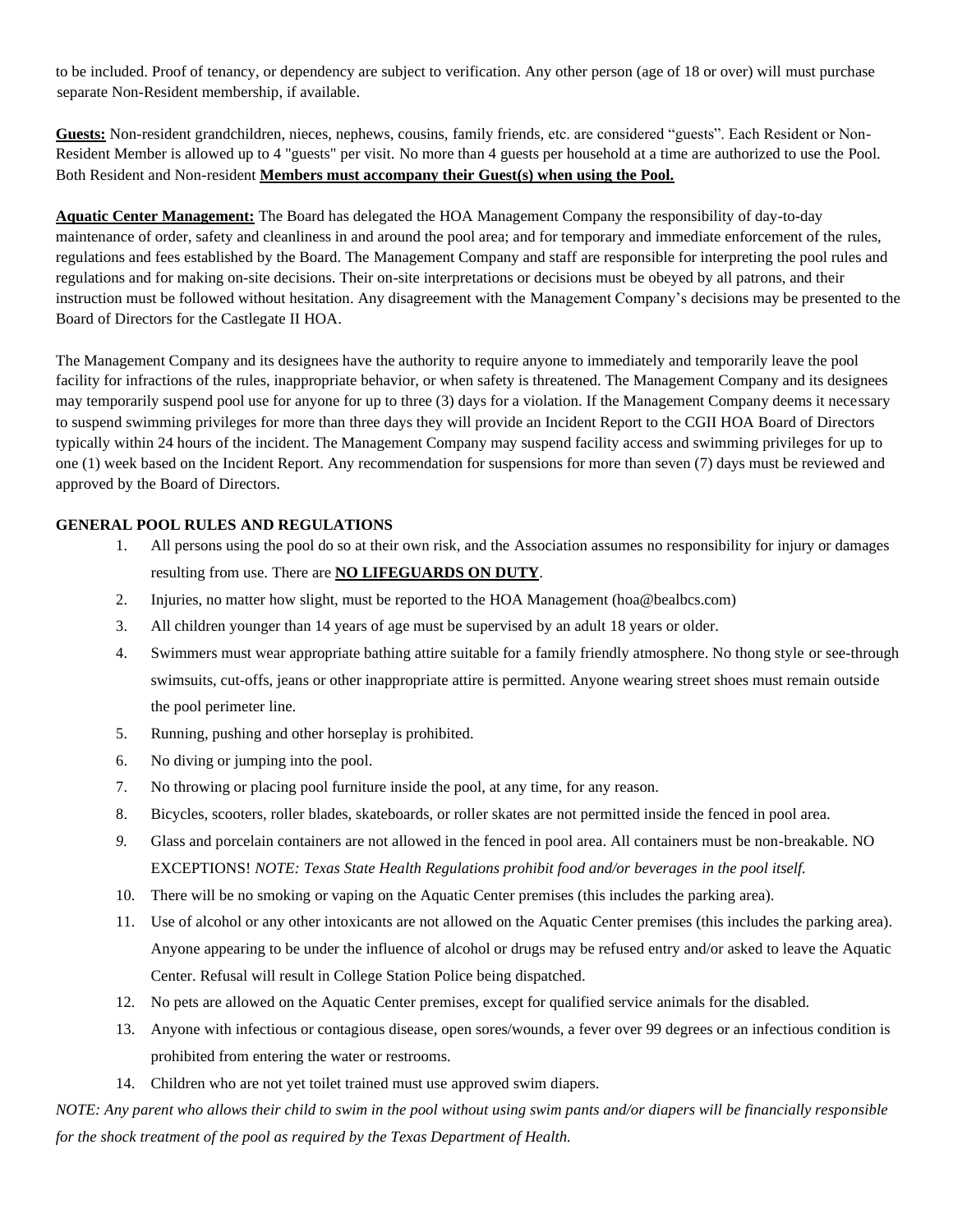to be included. Proof of tenancy, or dependency are subject to verification. Any other person (age of 18 or over) will must purchase separate Non-Resident membership, if available.

**Guests:** Non-resident grandchildren, nieces, nephews, cousins, family friends, etc. are considered "guests". Each Resident or Non-Resident Member is allowed up to 4 "guests" per visit. No more than 4 guests per household at a time are authorized to use the Pool. Both Resident and Non-resident **Members must accompany their Guest(s) when using the Pool.**

**Aquatic Center Management:** The Board has delegated the HOA Management Company the responsibility of day-to-day maintenance of order, safety and cleanliness in and around the pool area; and for temporary and immediate enforcement of the rules, regulations and fees established by the Board. The Management Company and staff are responsible for interpreting the pool rules and regulations and for making on-site decisions. Their on-site interpretations or decisions must be obeyed by all patrons, and their instruction must be followed without hesitation. Any disagreement with the Management Company's decisions may be presented to the Board of Directors for the Castlegate II HOA.

The Management Company and its designees have the authority to require anyone to immediately and temporarily leave the pool facility for infractions of the rules, inappropriate behavior, or when safety is threatened. The Management Company and its designees may temporarily suspend pool use for anyone for up to three (3) days for a violation. If the Management Company deems it necessary to suspend swimming privileges for more than three days they will provide an Incident Report to the CGII HOA Board of Directors typically within 24 hours of the incident. The Management Company may suspend facility access and swimming privileges for up to one (1) week based on the Incident Report. Any recommendation for suspensions for more than seven (7) days must be reviewed and approved by the Board of Directors.

**GENERAL POOL RULES AND REGULATIONS**

1. All persons using the pool do so at their own risk, and the Association assumes no responsibility for injury or damages resulting from use. There are **NO LIFEGUARDS ON DUTY**.
2. Injuries, no matter how slight, must be reported to the HOA Management (hoa@bealbcs.com)
3. All children younger than 14 years of age must be supervised by an adult 18 years or older.
4. Swimmers must wear appropriate bathing attire suitable for a family friendly atmosphere. No thong style or see-through swimsuits, cut-offs, jeans or other inappropriate attire is permitted. Anyone wearing street shoes must remain outside the pool perimeter line.
5. Running, pushing and other horseplay is prohibited.
6. No diving or jumping into the pool.
7. No throwing or placing pool furniture inside the pool, at any time, for any reason.
8. Bicycles, scooters, roller blades, skateboards, or roller skates are not permitted inside the fenced in pool area.
9. Glass and porcelain containers are not allowed in the fenced in pool area. All containers must be non-breakable. NO EXCEPTIONS! *NOTE: Texas State Health Regulations prohibit food and/or beverages in the pool itself.*
10. There will be no smoking or vaping on the Aquatic Center premises (this includes the parking area).
11. Use of alcohol or any other intoxicants are not allowed on the Aquatic Center premises (this includes the parking area). Anyone appearing to be under the influence of alcohol or drugs may be refused entry and/or asked to leave the Aquatic Center. Refusal will result in College Station Police being dispatched.
12. No pets are allowed on the Aquatic Center premises, except for qualified service animals for the disabled.
13. Anyone with infectious or contagious disease, open sores/wounds, a fever over 99 degrees or an infectious condition is prohibited from entering the water or restrooms.
14. Children who are not yet toilet trained must use approved swim diapers.

*NOTE: Any parent who allows their child to swim in the pool without using swim pants and/or diapers will be financially responsible for the shock treatment of the pool as required by the Texas Department of Health.*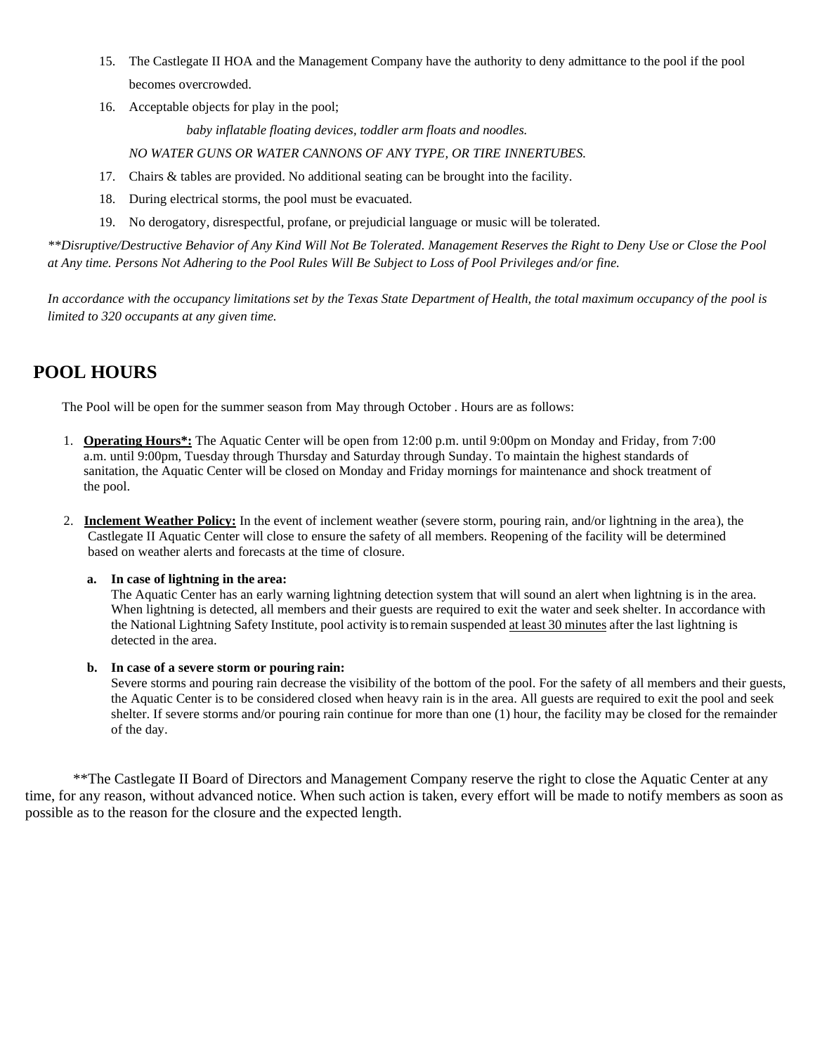15. The Castlegate II HOA and the Management Company have the authority to deny admittance to the pool if the pool becomes overcrowded.
16. Acceptable objects for play in the pool;

    *baby inflatable floating devices, toddler arm floats and noodles.*

    *NO WATER GUNS OR WATER CANNONS OF ANY TYPE, OR TIRE INNERTUBES.*
17. Chairs & tables are provided. No additional seating can be brought into the facility.
18. During electrical storms, the pool must be evacuated.
19. No derogatory, disrespectful, profane, or prejudicial language or music will be tolerated.

*\*\*Disruptive/Destructive Behavior of Any Kind Will Not Be Tolerated. Management Reserves the Right to Deny Use or Close the Pool at Any time. Persons Not Adhering to the Pool Rules Will Be Subject to Loss of Pool Privileges and/or fine.*

*In accordance with the occupancy limitations set by the Texas State Department of Health, the total maximum occupancy of the pool is limited to 320 occupants at any given time.*

## POOL HOURS

The Pool will be open for the summer season from May through October . Hours are as follows:

1. **Operating Hours\*:** The Aquatic Center will be open from 12:00 p.m. until 9:00pm on Monday and Friday, from 7:00 a.m. until 9:00pm, Tuesday through Thursday and Saturday through Sunday. To maintain the highest standards of sanitation, the Aquatic Center will be closed on Monday and Friday mornings for maintenance and shock treatment of the pool.

2. **Inclement Weather Policy:** In the event of inclement weather (severe storm, pouring rain, and/or lightning in the area), the Castlegate II Aquatic Center will close to ensure the safety of all members. Reopening of the facility will be determined based on weather alerts and forecasts at the time of closure.

   a. **In case of lightning in the area:**
   The Aquatic Center has an early warning lightning detection system that will sound an alert when lightning is in the area. When lightning is detected, all members and their guests are required to exit the water and seek shelter. In accordance with the National Lightning Safety Institute, pool activity is to remain suspended <u>at least 30 minutes</u> after the last lightning is detected in the area.

   b. **In case of a severe storm or pouring rain:**
   Severe storms and pouring rain decrease the visibility of the bottom of the pool. For the safety of all members and their guests, the Aquatic Center is to be considered closed when heavy rain is in the area. All guests are required to exit the pool and seek shelter. If severe storms and/or pouring rain continue for more than one (1) hour, the facility may be closed for the remainder of the day.

\*\*The Castlegate II Board of Directors and Management Company reserve the right to close the Aquatic Center at any time, for any reason, without advanced notice. When such action is taken, every effort will be made to notify members as soon as possible as to the reason for the closure and the expected length.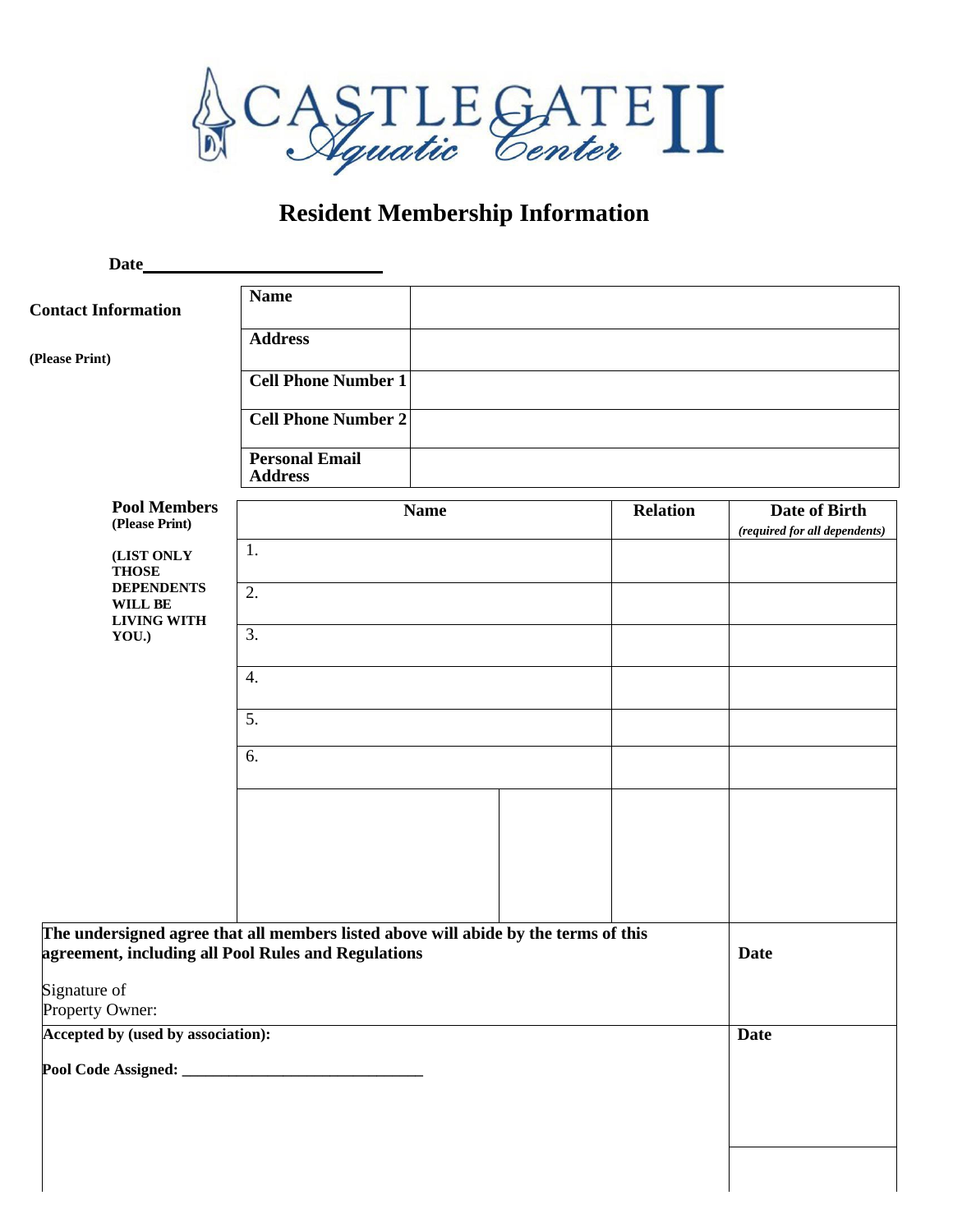# CASTLEGATE II Aquatic Center

## Resident Membership Information

**Date**\_\_\_\_\_\_\_\_\_\_\_\_\_\_\_\_\_\_\_\_\_\_\_\_\_\_\_\_

**Contact Information**

**(Please Print)**

| | |
|---|---|
| **Name** | |
| **Address** | |
| **Cell Phone Number 1** | |
| **Cell Phone Number 2** | |
| **Personal Email Address** | |

**Pool Members**
**(Please Print)**

**(LIST ONLY THOSE DEPENDENTS WILL BE LIVING WITH YOU.)**

| **Name** | **Relation** | **Date of Birth** *(required for all dependents)* |
|---|---|---|
| 1. | | |
| 2. | | |
| 3. | | |
| 4. | | |
| 5. | | |
| 6. | | |
| | | |

| | |
|---|---|
| **The undersigned agree that all members listed above will abide by the terms of this agreement, including all Pool Rules and Regulations**<br><br>Signature of Property Owner: | **Date** |
| **Accepted by (used by association):**<br><br>**Pool Code Assigned:** \_\_\_\_\_\_\_\_\_\_\_\_\_\_\_\_\_\_\_\_\_\_\_\_\_\_\_\_\_\_ | **Date** |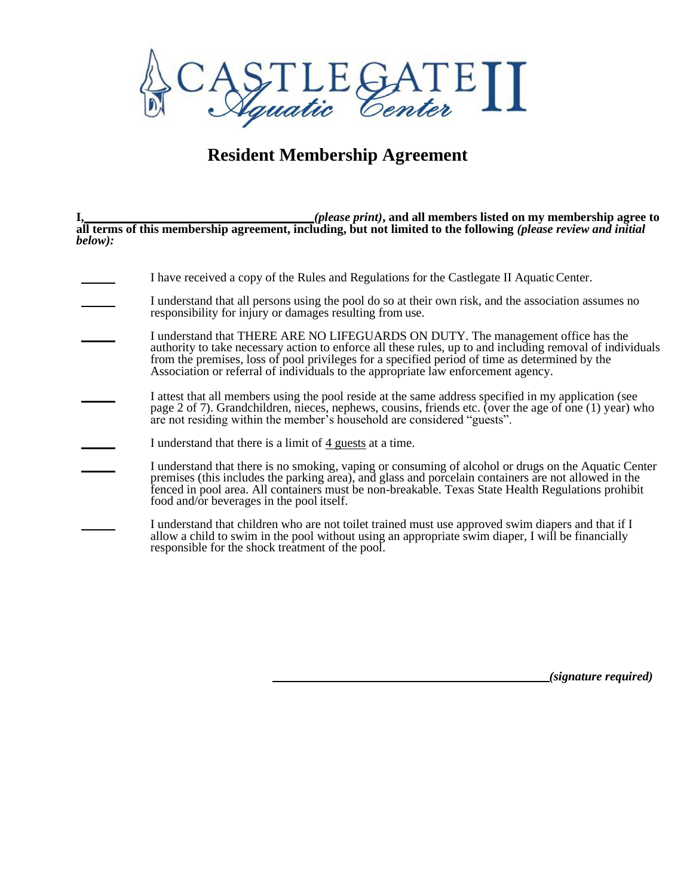CASTLEGATE II *Aquatic Center*

# Resident Membership Agreement

**I,\_\_\_\_\_\_\_\_\_\_\_\_\_\_\_\_\_\_\_\_\_\_\_\_\_\_\_\_\_\_\_\_\_\_*(please print)*, and all members listed on my membership agree to all terms of this membership agreement, including, but not limited to the following *(please review and initial below)*:**

\_\_\_\_\_ I have received a copy of the Rules and Regulations for the Castlegate II Aquatic Center.

\_\_\_\_\_ I understand that all persons using the pool do so at their own risk, and the association assumes no responsibility for injury or damages resulting from use.

\_\_\_\_\_ I understand that THERE ARE NO LIFEGUARDS ON DUTY. The management office has the authority to take necessary action to enforce all these rules, up to and including removal of individuals from the premises, loss of pool privileges for a specified period of time as determined by the Association or referral of individuals to the appropriate law enforcement agency.

\_\_\_\_\_ I attest that all members using the pool reside at the same address specified in my application (see page 2 of 7). Grandchildren, nieces, nephews, cousins, friends etc. (over the age of one (1) year) who are not residing within the member's household are considered "guests".

\_\_\_\_\_ I understand that there is a limit of 4 guests at a time.

\_\_\_\_\_ I understand that there is no smoking, vaping or consuming of alcohol or drugs on the Aquatic Center premises (this includes the parking area), and glass and porcelain containers are not allowed in the fenced in pool area. All containers must be non-breakable. Texas State Health Regulations prohibit food and/or beverages in the pool itself.

\_\_\_\_\_ I understand that children who are not toilet trained must use approved swim diapers and that if I allow a child to swim in the pool without using an appropriate swim diaper, I will be financially responsible for the shock treatment of the pool.

\_\_\_\_\_\_\_\_\_\_\_\_\_\_\_\_\_\_\_\_\_\_\_\_\_\_\_\_\_\_\_\_\_\_\_\_\_\_\_\_\_\_***(signature required)***